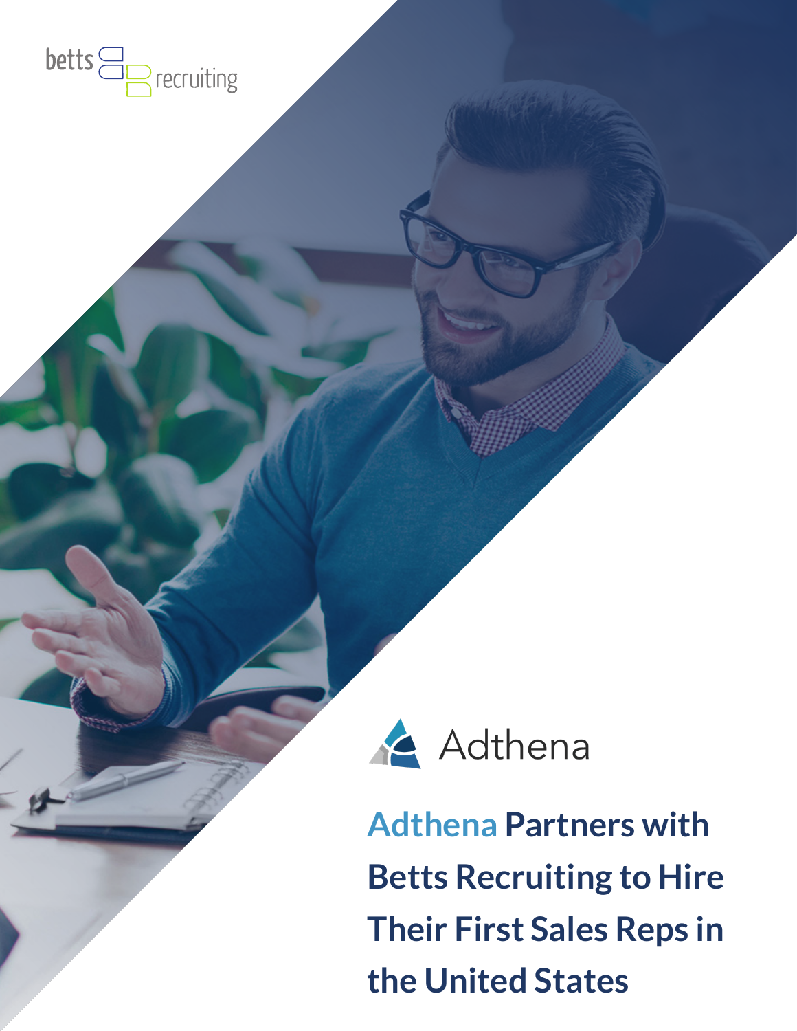betts recruiting

Adthena

# Adthena Partners with Betts Recruiting to Hire Their First Sales Reps in the United States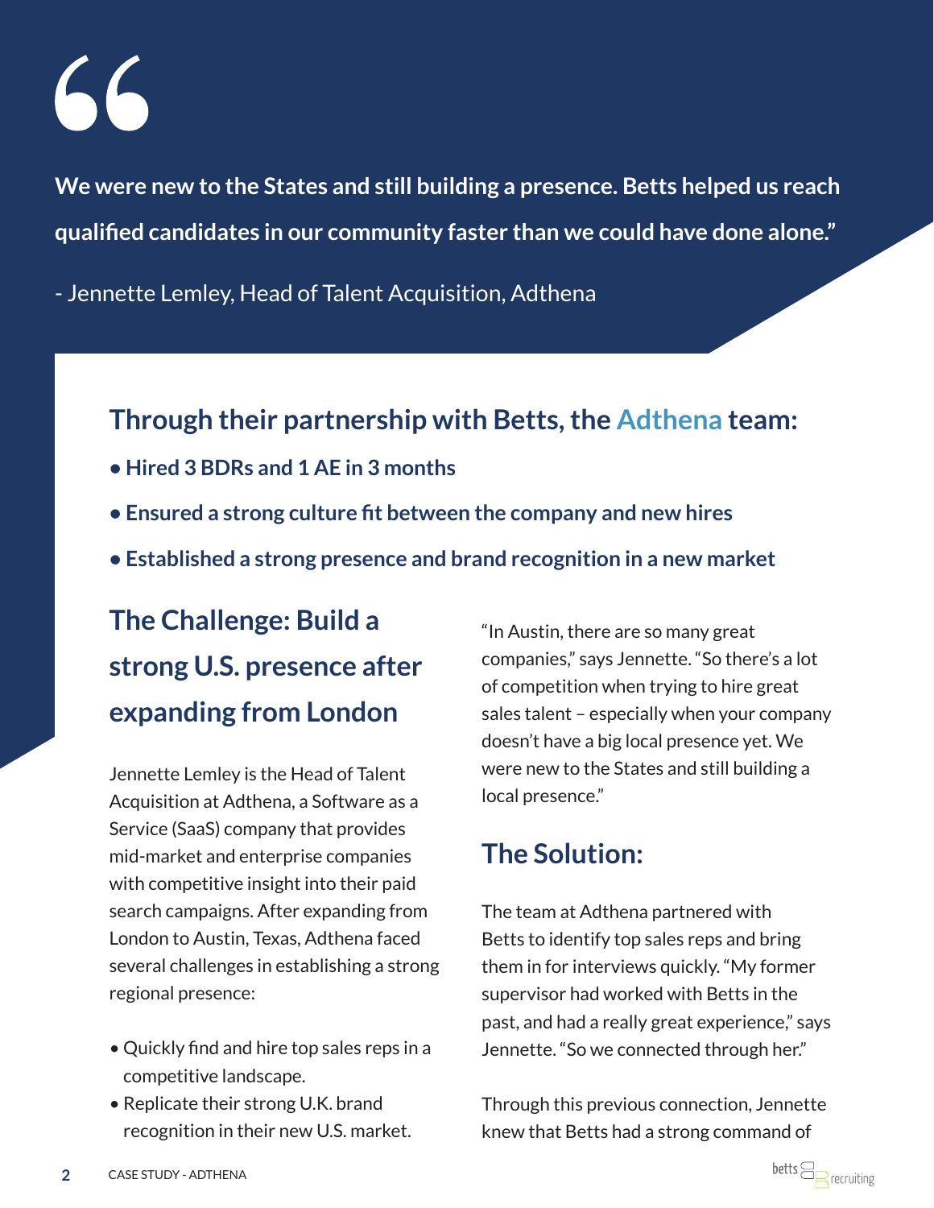> **We were new to the States and still building a presence. Betts helped us reach qualified candidates in our community faster than we could have done alone.”**

\- Jennette Lemley, Head of Talent Acquisition, Adthena

## Through their partnership with Betts, the Adthena team:

- **Hired 3 BDRs and 1 AE in 3 months**
- **Ensured a strong culture fit between the company and new hires**
- **Established a strong presence and brand recognition in a new market**

## The Challenge: Build a strong U.S. presence after expanding from London

Jennette Lemley is the Head of Talent Acquisition at Adthena, a Software as a Service (SaaS) company that provides mid-market and enterprise companies with competitive insight into their paid search campaigns. After expanding from London to Austin, Texas, Adthena faced several challenges in establishing a strong regional presence:

- Quickly find and hire top sales reps in a competitive landscape.
- Replicate their strong U.K. brand recognition in their new U.S. market.

“In Austin, there are so many great companies,” says Jennette. “So there’s a lot of competition when trying to hire great sales talent – especially when your company doesn’t have a big local presence yet. We were new to the States and still building a local presence.”

## The Solution:

The team at Adthena partnered with Betts to identify top sales reps and bring them in for interviews quickly. “My former supervisor had worked with Betts in the past, and had a really great experience,” says Jennette. “So we connected through her.”

Through this previous connection, Jennette knew that Betts had a strong command of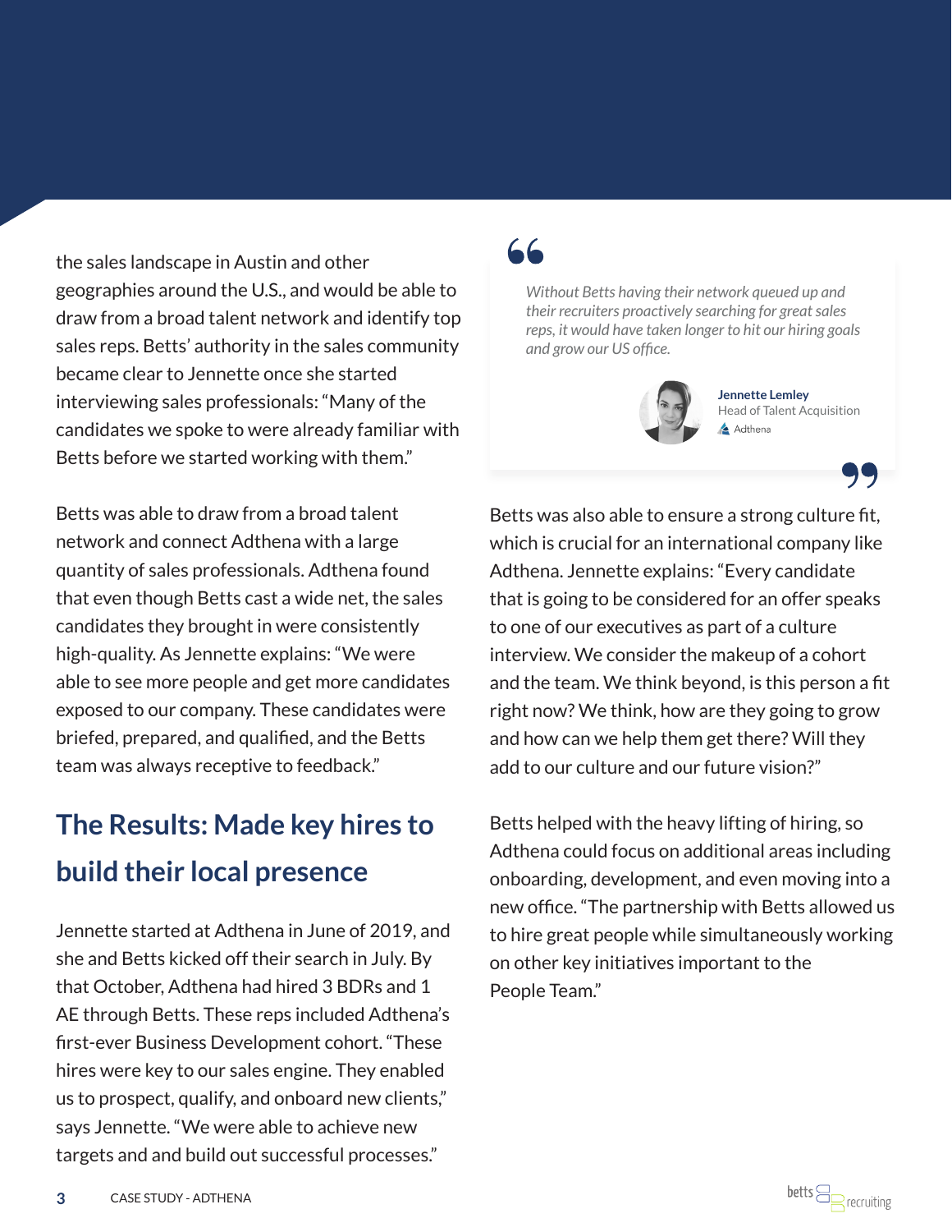the sales landscape in Austin and other geographies around the U.S., and would be able to draw from a broad talent network and identify top sales reps. Betts' authority in the sales community became clear to Jennette once she started interviewing sales professionals: "Many of the candidates we spoke to were already familiar with Betts before we started working with them."

Betts was able to draw from a broad talent network and connect Adthena with a large quantity of sales professionals. Adthena found that even though Betts cast a wide net, the sales candidates they brought in were consistently high-quality. As Jennette explains: "We were able to see more people and get more candidates exposed to our company. These candidates were briefed, prepared, and qualified, and the Betts team was always receptive to feedback."

## The Results: Made key hires to build their local presence

Jennette started at Adthena in June of 2019, and she and Betts kicked off their search in July. By that October, Adthena had hired 3 BDRs and 1 AE through Betts. These reps included Adthena's first-ever Business Development cohort. "These hires were key to our sales engine. They enabled us to prospect, qualify, and onboard new clients," says Jennette. "We were able to achieve new targets and and build out successful processes."

> *Without Betts having their network queued up and their recruiters proactively searching for great sales reps, it would have taken longer to hit our hiring goals and grow our US office.*
>
> **Jennette Lemley**
> Head of Talent Acquisition
> Adthena

Betts was also able to ensure a strong culture fit, which is crucial for an international company like Adthena. Jennette explains: "Every candidate that is going to be considered for an offer speaks to one of our executives as part of a culture interview. We consider the makeup of a cohort and the team. We think beyond, is this person a fit right now? We think, how are they going to grow and how can we help them get there? Will they add to our culture and our future vision?"

Betts helped with the heavy lifting of hiring, so Adthena could focus on additional areas including onboarding, development, and even moving into a new office. "The partnership with Betts allowed us to hire great people while simultaneously working on other key initiatives important to the People Team."